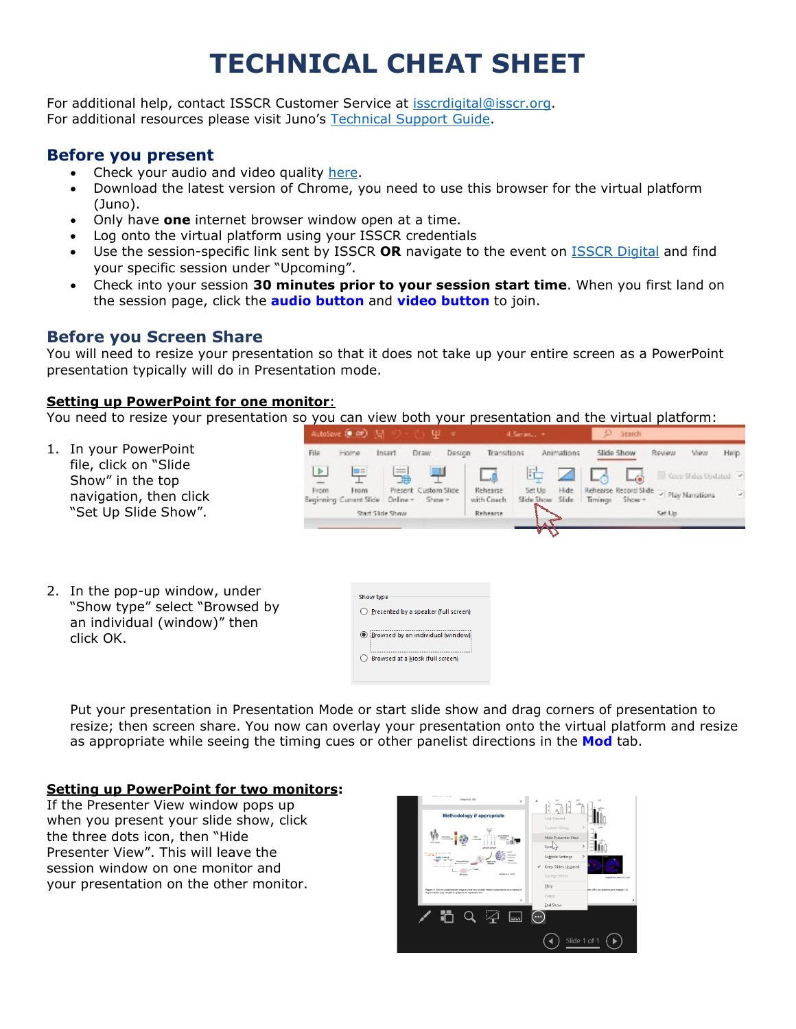# TECHNICAL CHEAT SHEET

For additional help, contact ISSCR Customer Service at isscrdigital@isscr.org.
For additional resources please visit Juno's Technical Support Guide.

## Before you present

- Check your audio and video quality here.
- Download the latest version of Chrome, you need to use this browser for the virtual platform (Juno).
- Only have **one** internet browser window open at a time.
- Log onto the virtual platform using your ISSCR credentials
- Use the session-specific link sent by ISSCR **OR** navigate to the event on ISSCR Digital and find your specific session under "Upcoming".
- Check into your session **30 minutes prior to your session start time**. When you first land on the session page, click the **audio button** and **video button** to join.

## Before you Screen Share

You will need to resize your presentation so that it does not take up your entire screen as a PowerPoint presentation typically will do in Presentation mode.

**Setting up PowerPoint for one monitor**:

You need to resize your presentation so you can view both your presentation and the virtual platform:

1. In your PowerPoint file, click on "Slide Show" in the top navigation, then click "Set Up Slide Show".

2. In the pop-up window, under "Show type" select "Browsed by an individual (window)" then click OK.

   Put your presentation in Presentation Mode or start slide show and drag corners of presentation to resize; then screen share. You now can overlay your presentation onto the virtual platform and resize as appropriate while seeing the timing cues or other panelist directions in the **Mod** tab.

**Setting up PowerPoint for two monitors**:

If the Presenter View window pops up when you present your slide show, click the three dots icon, then "Hide Presenter View". This will leave the session window on one monitor and your presentation on the other monitor.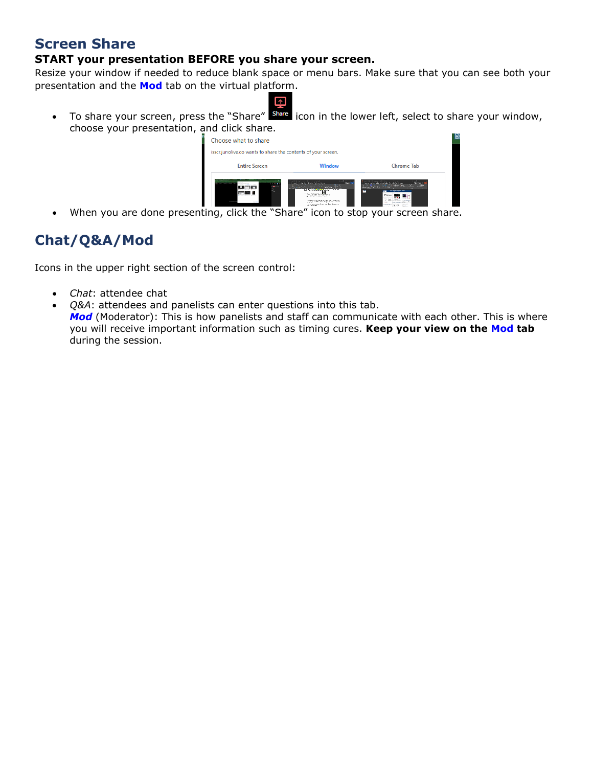## Screen Share

**START your presentation BEFORE you share your screen.**

Resize your window if needed to reduce blank space or menu bars. Make sure that you can see both your presentation and the **Mod** tab on the virtual platform.

- To share your screen, press the "Share" icon in the lower left, select to share your window, choose your presentation, and click share.
- When you are done presenting, click the "Share" icon to stop your screen share.

## Chat/Q&A/Mod

Icons in the upper right section of the screen control:

- *Chat*: attendee chat
- *Q&A*: attendees and panelists can enter questions into this tab.
  ***Mod*** (Moderator): This is how panelists and staff can communicate with each other. This is where you will receive important information such as timing cures. **Keep your view on the Mod tab** during the session.